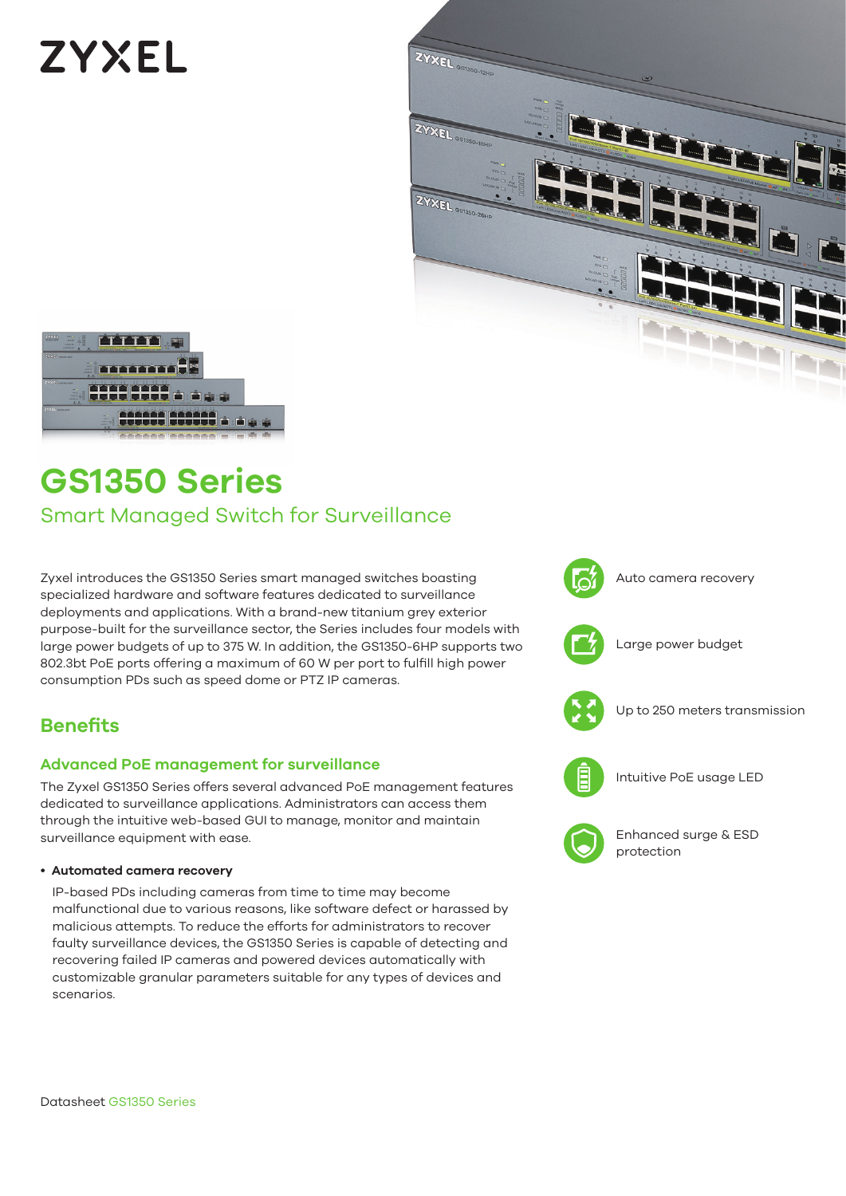ZYXEL

# GS1350 Series

## Smart Managed Switch for Surveillance

Zyxel introduces the GS1350 Series smart managed switches boasting specialized hardware and software features dedicated to surveillance deployments and applications. With a brand-new titanium grey exterior purpose-built for the surveillance sector, the Series includes four models with large power budgets of up to 375 W. In addition, the GS1350-6HP supports two 802.3bt PoE ports offering a maximum of 60 W per port to fulfill high power consumption PDs such as speed dome or PTZ IP cameras.

- Auto camera recovery
- Large power budget
- Up to 250 meters transmission
- Intuitive PoE usage LED
- Enhanced surge & ESD protection

## Benefits

### Advanced PoE management for surveillance

The Zyxel GS1350 Series offers several advanced PoE management features dedicated to surveillance applications. Administrators can access them through the intuitive web-based GUI to manage, monitor and maintain surveillance equipment with ease.

- **Automated camera recovery**

  IP-based PDs including cameras from time to time may become malfunctional due to various reasons, like software defect or harassed by malicious attempts. To reduce the efforts for administrators to recover faulty surveillance devices, the GS1350 Series is capable of detecting and recovering failed IP cameras and powered devices automatically with customizable granular parameters suitable for any types of devices and scenarios.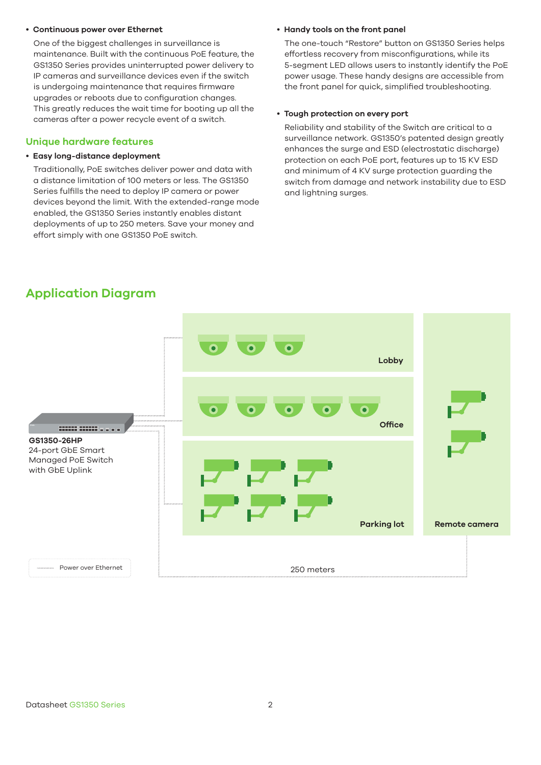- **Continuous power over Ethernet**

  One of the biggest challenges in surveillance is maintenance. Built with the continuous PoE feature, the GS1350 Series provides uninterrupted power delivery to IP cameras and surveillance devices even if the switch is undergoing maintenance that requires firmware upgrades or reboots due to configuration changes. This greatly reduces the wait time for booting up all the cameras after a power recycle event of a switch.

## Unique hardware features

- **Easy long-distance deployment**

  Traditionally, PoE switches deliver power and data with a distance limitation of 100 meters or less. The GS1350 Series fulfills the need to deploy IP camera or power devices beyond the limit. With the extended-range mode enabled, the GS1350 Series instantly enables distant deployments of up to 250 meters. Save your money and effort simply with one GS1350 PoE switch.

- **Handy tools on the front panel**

  The one-touch "Restore" button on GS1350 Series helps effortless recovery from misconfigurations, while its 5-segment LED allows users to instantly identify the PoE power usage. These handy designs are accessible from the front panel for quick, simplified troubleshooting.

- **Tough protection on every port**

  Reliability and stability of the Switch are critical to a surveillance network. GS1350's patented design greatly enhances the surge and ESD (electrostatic discharge) protection on each PoE port, features up to 15 KV ESD and minimum of 4 KV surge protection guarding the switch from damage and network instability due to ESD and lightning surges.

## Application Diagram

**GS1350-26HP**
24-port GbE Smart Managed PoE Switch with GbE Uplink

Lobby

Office

Parking lot

Remote camera

Power over Ethernet

250 meters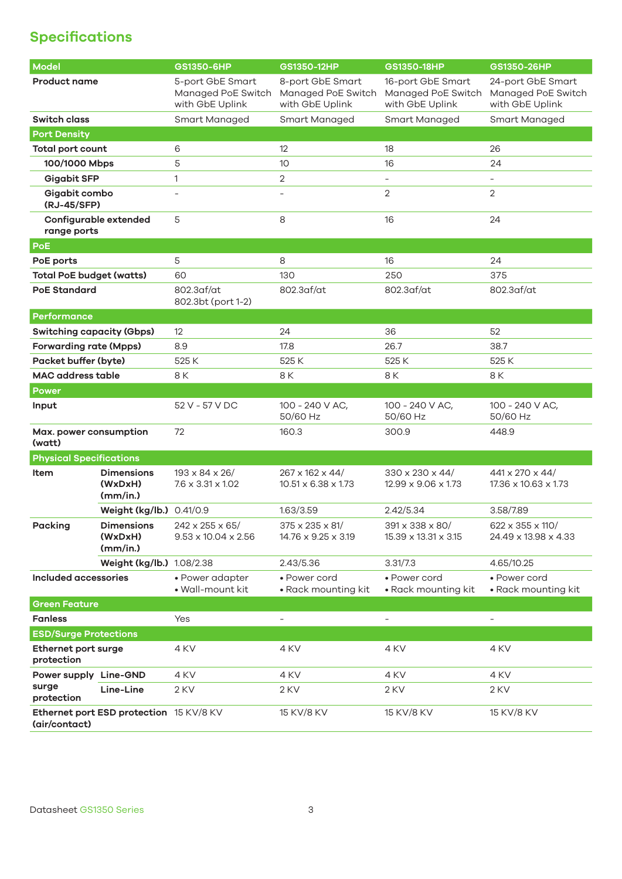## Specifications

| Model | | GS1350-6HP | GS1350-12HP | GS1350-18HP | GS1350-26HP |
|---|---|---|---|---|---|
| **Product name** | | 5-port GbE Smart Managed PoE Switch with GbE Uplink | 8-port GbE Smart Managed PoE Switch with GbE Uplink | 16-port GbE Smart Managed PoE Switch with GbE Uplink | 24-port GbE Smart Managed PoE Switch with GbE Uplink |
| **Switch class** | | Smart Managed | Smart Managed | Smart Managed | Smart Managed |
| **Port Density** | | | | | |
| **Total port count** | | 6 | 12 | 18 | 26 |
| **100/1000 Mbps** | | 5 | 10 | 16 | 24 |
| **Gigabit SFP** | | 1 | 2 | - | - |
| **Gigabit combo (RJ-45/SFP)** | | - | - | 2 | 2 |
| **Configurable extended range ports** | | 5 | 8 | 16 | 24 |
| **PoE** | | | | | |
| **PoE ports** | | 5 | 8 | 16 | 24 |
| **Total PoE budget (watts)** | | 60 | 130 | 250 | 375 |
| **PoE Standard** | | 802.3af/at 802.3bt (port 1-2) | 802.3af/at | 802.3af/at | 802.3af/at |
| **Performance** | | | | | |
| **Switching capacity (Gbps)** | | 12 | 24 | 36 | 52 |
| **Forwarding rate (Mpps)** | | 8.9 | 17.8 | 26.7 | 38.7 |
| **Packet buffer (byte)** | | 525 K | 525 K | 525 K | 525 K |
| **MAC address table** | | 8 K | 8 K | 8 K | 8 K |
| **Power** | | | | | |
| **Input** | | 52 V - 57 V DC | 100 - 240 V AC, 50/60 Hz | 100 - 240 V AC, 50/60 Hz | 100 - 240 V AC, 50/60 Hz |
| **Max. power consumption (watt)** | | 72 | 160.3 | 300.9 | 448.9 |
| **Physical Specifications** | | | | | |
| **Item** | **Dimensions (WxDxH) (mm/in.)** | 193 x 84 x 26/ 7.6 x 3.31 x 1.02 | 267 x 162 x 44/ 10.51 x 6.38 x 1.73 | 330 x 230 x 44/ 12.99 x 9.06 x 1.73 | 441 x 270 x 44/ 17.36 x 10.63 x 1.73 |
| | **Weight (kg/lb.)** | 0.41/0.9 | 1.63/3.59 | 2.42/5.34 | 3.58/7.89 |
| **Packing** | **Dimensions (WxDxH) (mm/in.)** | 242 x 255 x 65/ 9.53 x 10.04 x 2.56 | 375 x 235 x 81/ 14.76 x 9.25 x 3.19 | 391 x 338 x 80/ 15.39 x 13.31 x 3.15 | 622 x 355 x 110/ 24.49 x 13.98 x 4.33 |
| | **Weight (kg/lb.)** | 1.08/2.38 | 2.43/5.36 | 3.31/7.3 | 4.65/10.25 |
| **Included accessories** | | • Power adapter • Wall-mount kit | • Power cord • Rack mounting kit | • Power cord • Rack mounting kit | • Power cord • Rack mounting kit |
| **Green Feature** | | | | | |
| **Fanless** | | Yes | - | - | - |
| **ESD/Surge Protections** | | | | | |
| **Ethernet port surge protection** | | 4 KV | 4 KV | 4 KV | 4 KV |
| **Power supply surge protection** | **Line-GND** | 4 KV | 4 KV | 4 KV | 4 KV |
| | **Line-Line** | 2 KV | 2 KV | 2 KV | 2 KV |
| **Ethernet port ESD protection (air/contact)** | | 15 KV/8 KV | 15 KV/8 KV | 15 KV/8 KV | 15 KV/8 KV |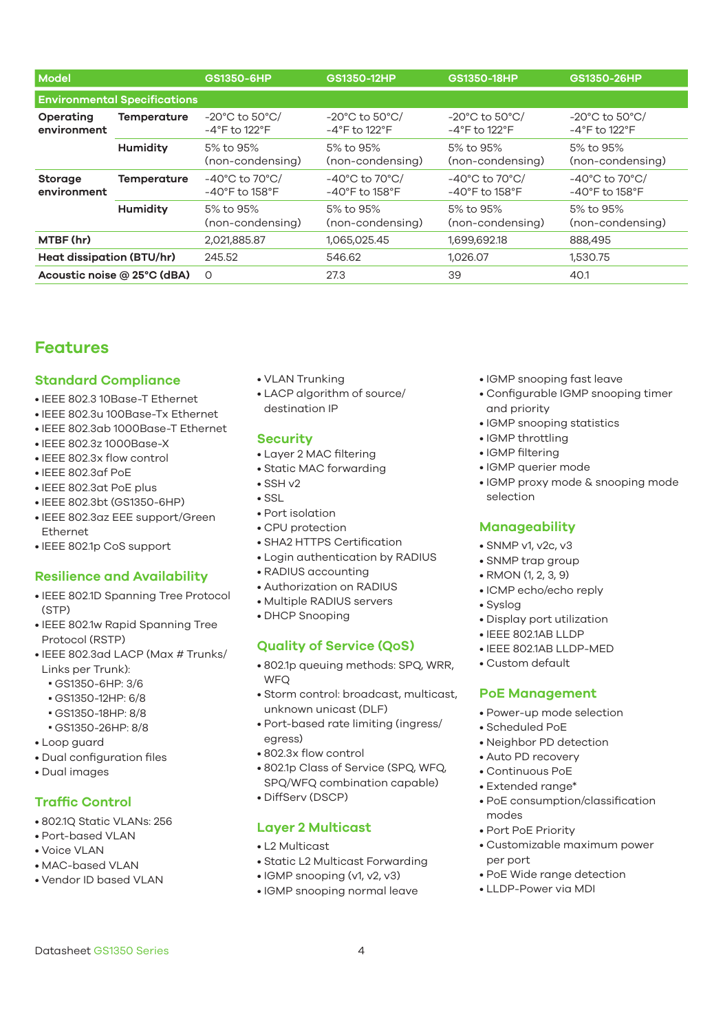| Model | | GS1350-6HP | GS1350-12HP | GS1350-18HP | GS1350-26HP |
|---|---|---|---|---|---|
| **Environmental Specifications** | | | | | |
| **Operating environment** | **Temperature** | -20°C to 50°C/ -4°F to 122°F | -20°C to 50°C/ -4°F to 122°F | -20°C to 50°C/ -4°F to 122°F | -20°C to 50°C/ -4°F to 122°F |
| | **Humidity** | 5% to 95% (non-condensing) | 5% to 95% (non-condensing) | 5% to 95% (non-condensing) | 5% to 95% (non-condensing) |
| **Storage environment** | **Temperature** | -40°C to 70°C/ -40°F to 158°F | -40°C to 70°C/ -40°F to 158°F | -40°C to 70°C/ -40°F to 158°F | -40°C to 70°C/ -40°F to 158°F |
| | **Humidity** | 5% to 95% (non-condensing) | 5% to 95% (non-condensing) | 5% to 95% (non-condensing) | 5% to 95% (non-condensing) |
| **MTBF (hr)** | | 2,021,885.87 | 1,065,025.45 | 1,699,692.18 | 888,495 |
| **Heat dissipation (BTU/hr)** | | 245.52 | 546.62 | 1,026.07 | 1,530.75 |
| **Acoustic noise @ 25°C (dBA)** | | 0 | 27.3 | 39 | 40.1 |

# Features

## Standard Compliance

- IEEE 802.3 10Base-T Ethernet
- IEEE 802.3u 100Base-Tx Ethernet
- IEEE 802.3ab 1000Base-T Ethernet
- IEEE 802.3z 1000Base-X
- IEEE 802.3x flow control
- IEEE 802.3af PoE
- IEEE 802.3at PoE plus
- IEEE 802.3bt (GS1350-6HP)
- IEEE 802.3az EEE support/Green Ethernet
- IEEE 802.1p CoS support

## Resilience and Availability

- IEEE 802.1D Spanning Tree Protocol (STP)
- IEEE 802.1w Rapid Spanning Tree Protocol (RSTP)
- IEEE 802.3ad LACP (Max # Trunks/ Links per Trunk):
  - GS1350-6HP: 3/6
  - GS1350-12HP: 6/8
  - GS1350-18HP: 8/8
  - GS1350-26HP: 8/8
- Loop guard
- Dual configuration files
- Dual images

## Traffic Control

- 802.1Q Static VLANs: 256
- Port-based VLAN
- Voice VLAN
- MAC-based VLAN
- Vendor ID based VLAN
- VLAN Trunking
- LACP algorithm of source/ destination IP

## Security

- Layer 2 MAC filtering
- Static MAC forwarding
- SSH v2
- SSL
- Port isolation
- CPU protection
- SHA2 HTTPS Certification
- Login authentication by RADIUS
- RADIUS accounting
- Authorization on RADIUS
- Multiple RADIUS servers
- DHCP Snooping

## Quality of Service (QoS)

- 802.1p queuing methods: SPQ, WRR, WFQ
- Storm control: broadcast, multicast, unknown unicast (DLF)
- Port-based rate limiting (ingress/ egress)
- 802.3x flow control
- 802.1p Class of Service (SPQ, WFQ, SPQ/WFQ combination capable)
- DiffServ (DSCP)

## Layer 2 Multicast

- L2 Multicast
- Static L2 Multicast Forwarding
- IGMP snooping (v1, v2, v3)
- IGMP snooping normal leave
- IGMP snooping fast leave
- Configurable IGMP snooping timer and priority
- IGMP snooping statistics
- IGMP throttling
- IGMP filtering
- IGMP querier mode
- IGMP proxy mode & snooping mode selection

## Manageability

- SNMP v1, v2c, v3
- SNMP trap group
- RMON (1, 2, 3, 9)
- ICMP echo/echo reply
- Syslog
- Display port utilization
- IEEE 802.1AB LLDP
- IEEE 802.1AB LLDP-MED
- Custom default

## PoE Management

- Power-up mode selection
- Scheduled PoE
- Neighbor PD detection
- Auto PD recovery
- Continuous PoE
- Extended range*
- PoE consumption/classification modes
- Port PoE Priority
- Customizable maximum power per port
- PoE Wide range detection
- LLDP-Power via MDI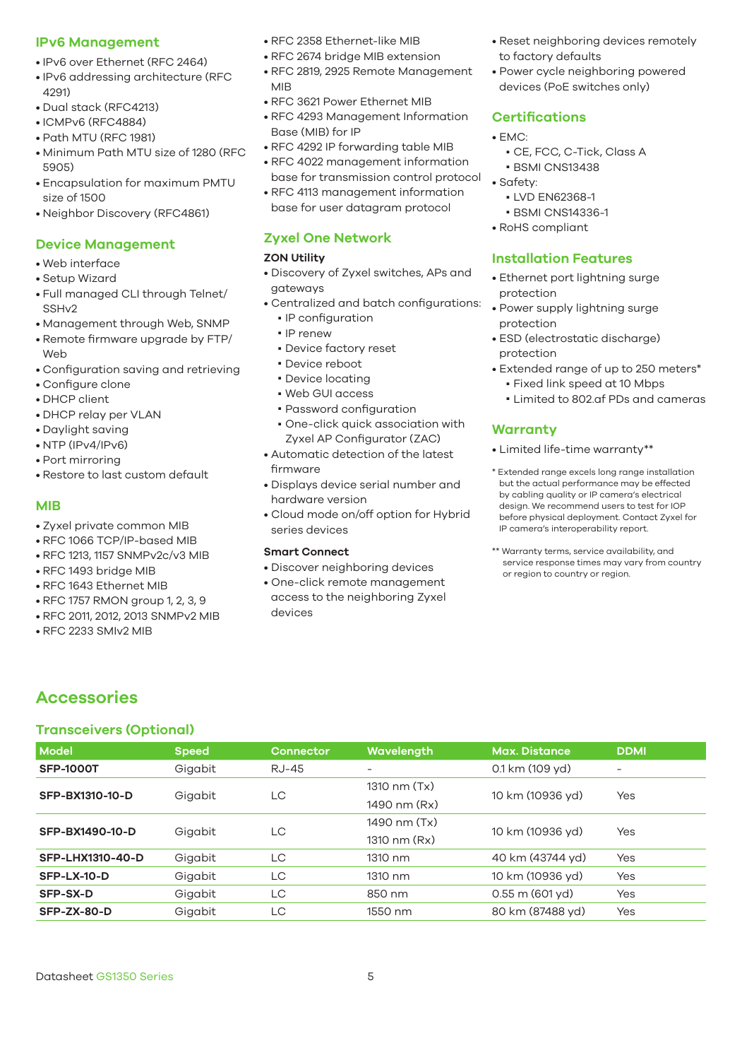## IPv6 Management

- IPv6 over Ethernet (RFC 2464)
- IPv6 addressing architecture (RFC 4291)
- Dual stack (RFC4213)
- ICMPv6 (RFC4884)
- Path MTU (RFC 1981)
- Minimum Path MTU size of 1280 (RFC 5905)
- Encapsulation for maximum PMTU size of 1500
- Neighbor Discovery (RFC4861)

## Device Management

- Web interface
- Setup Wizard
- Full managed CLI through Telnet/ SSHv2
- Management through Web, SNMP
- Remote firmware upgrade by FTP/ Web
- Configuration saving and retrieving
- Configure clone
- DHCP client
- DHCP relay per VLAN
- Daylight saving
- NTP (IPv4/IPv6)
- Port mirroring
- Restore to last custom default

## MIB

- Zyxel private common MIB
- RFC 1066 TCP/IP-based MIB
- RFC 1213, 1157 SNMPv2c/v3 MIB
- RFC 1493 bridge MIB
- RFC 1643 Ethernet MIB
- RFC 1757 RMON group 1, 2, 3, 9
- RFC 2011, 2012, 2013 SNMPv2 MIB
- RFC 2233 SMIv2 MIB
- RFC 2358 Ethernet-like MIB
- RFC 2674 bridge MIB extension
- RFC 2819, 2925 Remote Management MIB
- RFC 3621 Power Ethernet MIB
- RFC 4293 Management Information Base (MIB) for IP
- RFC 4292 IP forwarding table MIB
- RFC 4022 management information base for transmission control protocol
- RFC 4113 management information base for user datagram protocol

## Zyxel One Network

### ZON Utility

- Discovery of Zyxel switches, APs and gateways
- Centralized and batch configurations:
  - IP configuration
  - IP renew
  - Device factory reset
  - Device reboot
  - Device locating
  - Web GUI access
  - Password configuration
  - One-click quick association with Zyxel AP Configurator (ZAC)
- Automatic detection of the latest firmware
- Displays device serial number and hardware version
- Cloud mode on/off option for Hybrid series devices

### Smart Connect

- Discover neighboring devices
- One-click remote management access to the neighboring Zyxel devices
- Reset neighboring devices remotely to factory defaults
- Power cycle neighboring powered devices (PoE switches only)

## Certifications

- EMC:
  - CE, FCC, C-Tick, Class A
  - BSMI CNS13438
- Safety:
  - LVD EN62368-1
  - BSMI CNS14336-1
- RoHS compliant

## Installation Features

- Ethernet port lightning surge protection
- Power supply lightning surge protection
- ESD (electrostatic discharge) protection
- Extended range of up to 250 meters*
  - Fixed link speed at 10 Mbps
  - Limited to 802.af PDs and cameras

## Warranty

- Limited life-time warranty**

\* Extended range excels long range installation but the actual performance may be effected by cabling quality or IP camera's electrical design. We recommend users to test for IOP before physical deployment. Contact Zyxel for IP camera's interoperability report.

** Warranty terms, service availability, and service response times may vary from country or region to country or region.

# Accessories

## Transceivers (Optional)

| Model | Speed | Connector | Wavelength | Max. Distance | DDMI |
|---|---|---|---|---|---|
| **SFP-1000T** | Gigabit | RJ-45 | - | 0.1 km (109 yd) | - |
| **SFP-BX1310-10-D** | Gigabit | LC | 1310 nm (Tx)<br>1490 nm (Rx) | 10 km (10936 yd) | Yes |
| **SFP-BX1490-10-D** | Gigabit | LC | 1490 nm (Tx)<br>1310 nm (Rx) | 10 km (10936 yd) | Yes |
| **SFP-LHX1310-40-D** | Gigabit | LC | 1310 nm | 40 km (43744 yd) | Yes |
| **SFP-LX-10-D** | Gigabit | LC | 1310 nm | 10 km (10936 yd) | Yes |
| **SFP-SX-D** | Gigabit | LC | 850 nm | 0.55 m (601 yd) | Yes |
| **SFP-ZX-80-D** | Gigabit | LC | 1550 nm | 80 km (87488 yd) | Yes |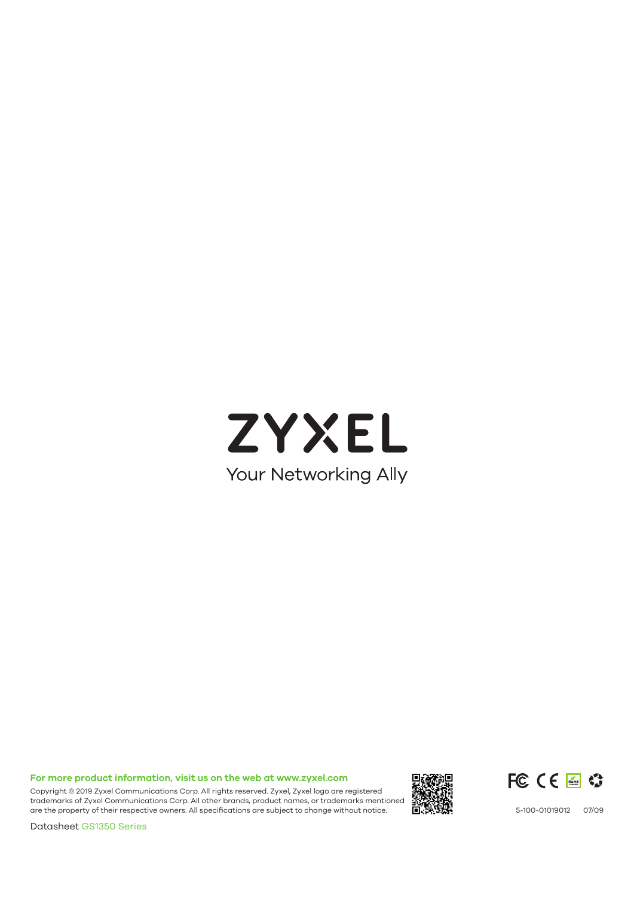ZYXEL

Your Networking Ally

**For more product information, visit us on the web at www.zyxel.com**

Copyright © 2019 Zyxel Communications Corp. All rights reserved. Zyxel, Zyxel logo are registered trademarks of Zyxel Communications Corp. All other brands, product names, or trademarks mentioned are the property of their respective owners. All specifications are subject to change without notice.

5-100-01019012 07/09

Datasheet GS1350 Series